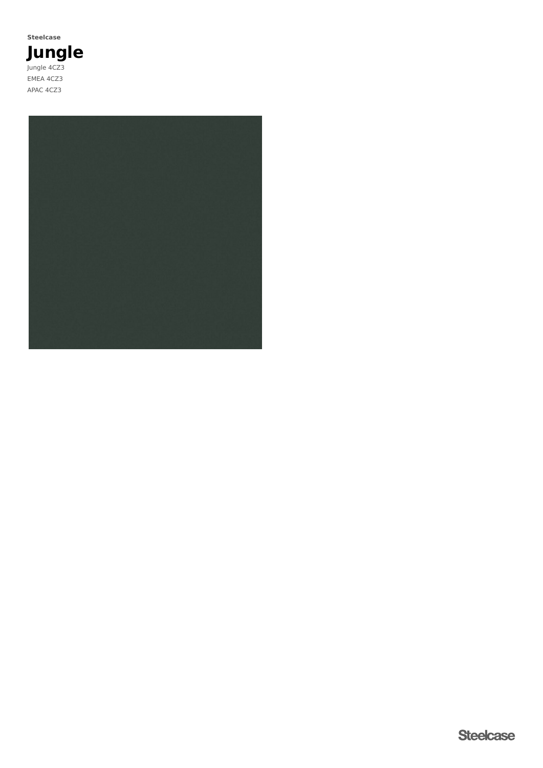**Steelcase**

# Jungle

Jungle 4CZ3

EMEA 4CZ3

APAC 4CZ3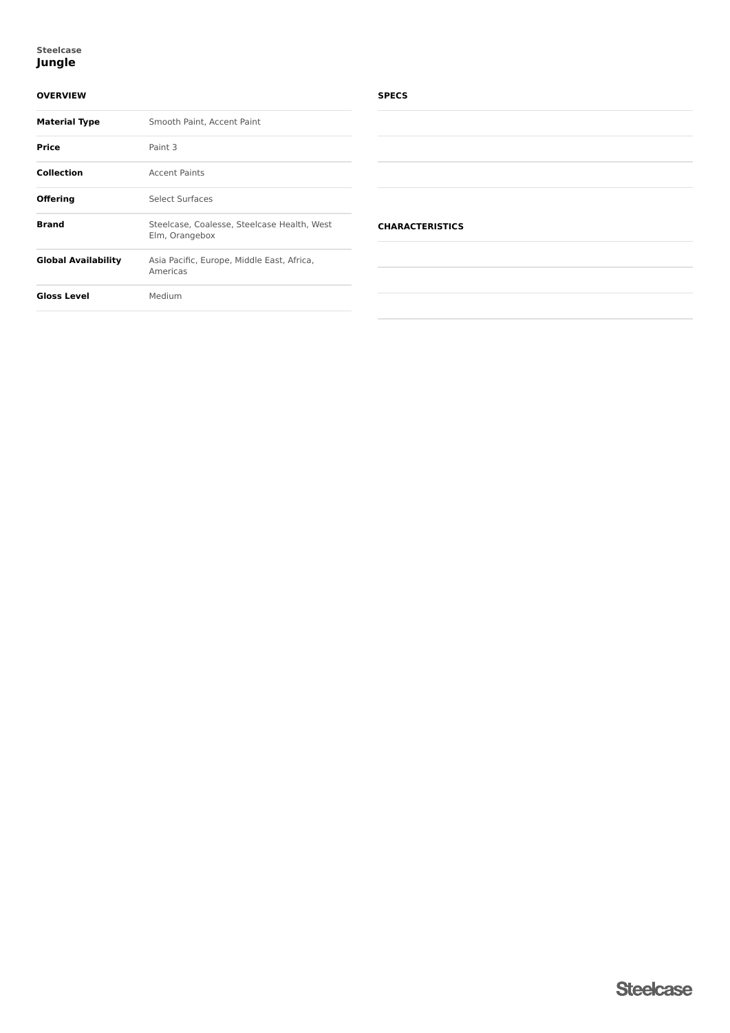Steelcase

# Jungle

## OVERVIEW

| | |
|---|---|
| **Material Type** | Smooth Paint, Accent Paint |
| **Price** | Paint 3 |
| **Collection** | Accent Paints |
| **Offering** | Select Surfaces |
| **Brand** | Steelcase, Coalesse, Steelcase Health, West Elm, Orangebox |
| **Global Availability** | Asia Pacific, Europe, Middle East, Africa, Americas |
| **Gloss Level** | Medium |

## SPECS

## CHARACTERISTICS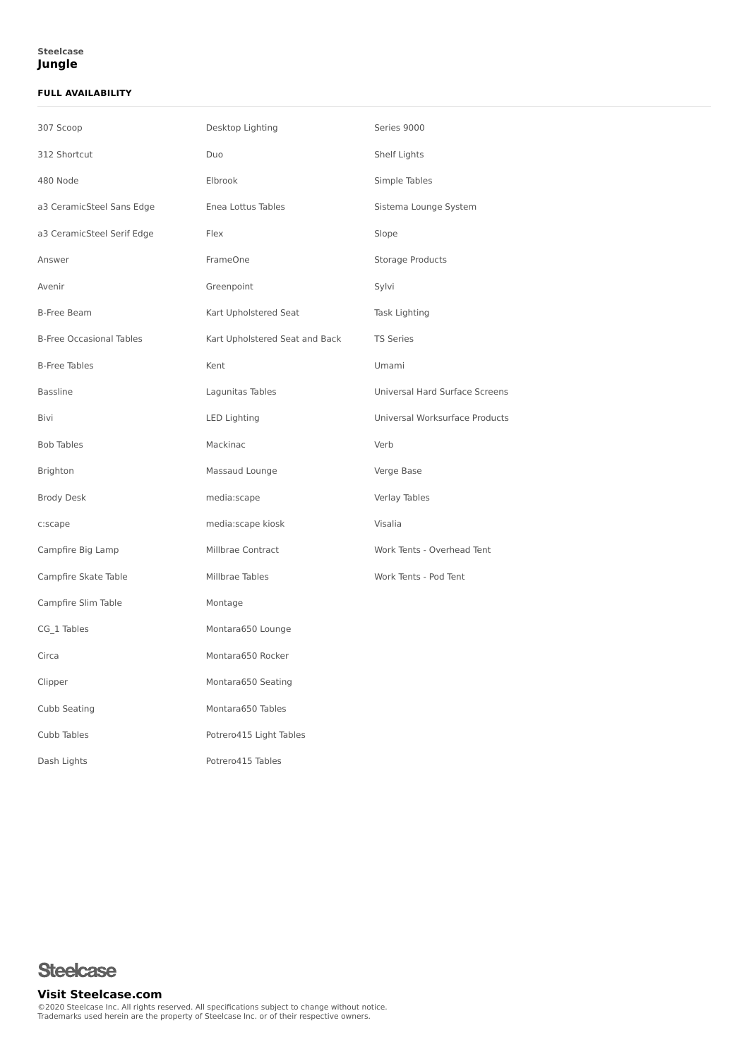Steelcase
**Jungle**

**FULL AVAILABILITY**

- 307 Scoop
- 312 Shortcut
- 480 Node
- a3 CeramicSteel Sans Edge
- a3 CeramicSteel Serif Edge
- Answer
- Avenir
- B-Free Beam
- B-Free Occasional Tables
- B-Free Tables
- Bassline
- Bivi
- Bob Tables
- Brighton
- Brody Desk
- c:scape
- Campfire Big Lamp
- Campfire Skate Table
- Campfire Slim Table
- CG_1 Tables
- Circa
- Clipper
- Cubb Seating
- Cubb Tables
- Dash Lights
- Desktop Lighting
- Duo
- Elbrook
- Enea Lottus Tables
- Flex
- FrameOne
- Greenpoint
- Kart Upholstered Seat
- Kart Upholstered Seat and Back
- Kent
- Lagunitas Tables
- LED Lighting
- Mackinac
- Massaud Lounge
- media:scape
- media:scape kiosk
- Millbrae Contract
- Millbrae Tables
- Montage
- Montara650 Lounge
- Montara650 Rocker
- Montara650 Seating
- Montara650 Tables
- Potrero415 Light Tables
- Potrero415 Tables
- Series 9000
- Shelf Lights
- Simple Tables
- Sistema Lounge System
- Slope
- Storage Products
- Sylvi
- Task Lighting
- TS Series
- Umami
- Universal Hard Surface Screens
- Universal Worksurface Products
- Verb
- Verge Base
- Verlay Tables
- Visalia
- Work Tents - Overhead Tent
- Work Tents - Pod Tent

Steelcase

**Visit Steelcase.com**

©2020 Steelcase Inc. All rights reserved. All specifications subject to change without notice.
Trademarks used herein are the property of Steelcase Inc. or of their respective owners.